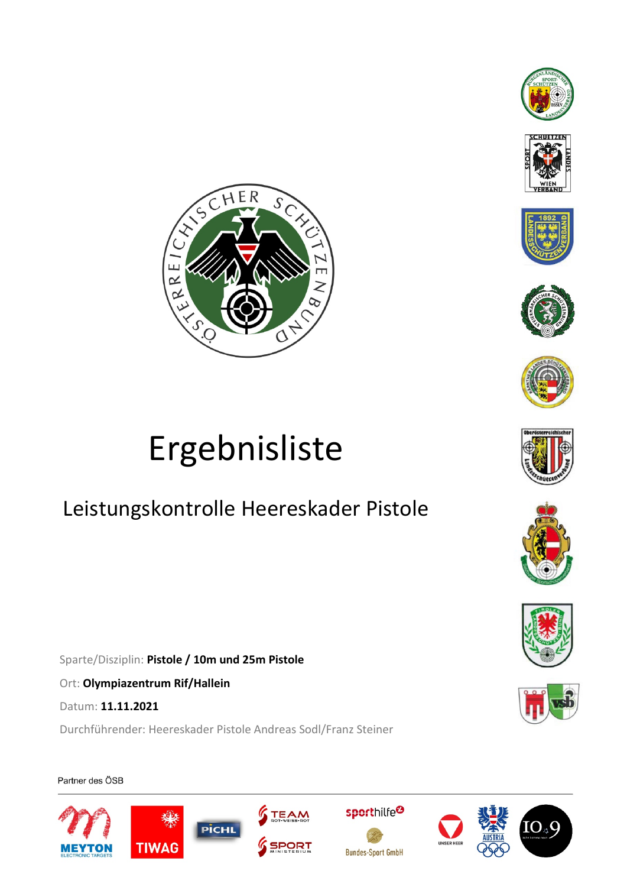# Ergebnisliste

## Leistungskontrolle Heereskader Pistole

Sparte/Disziplin: **Pistole / 10m und 25m Pistole**

Ort: **Olympiazentrum Rif/Hallein**

Datum: **11.11.2021**

Durchführender: Heereskader Pistole Andreas Sodl/Franz Steiner

Partner des ÖSB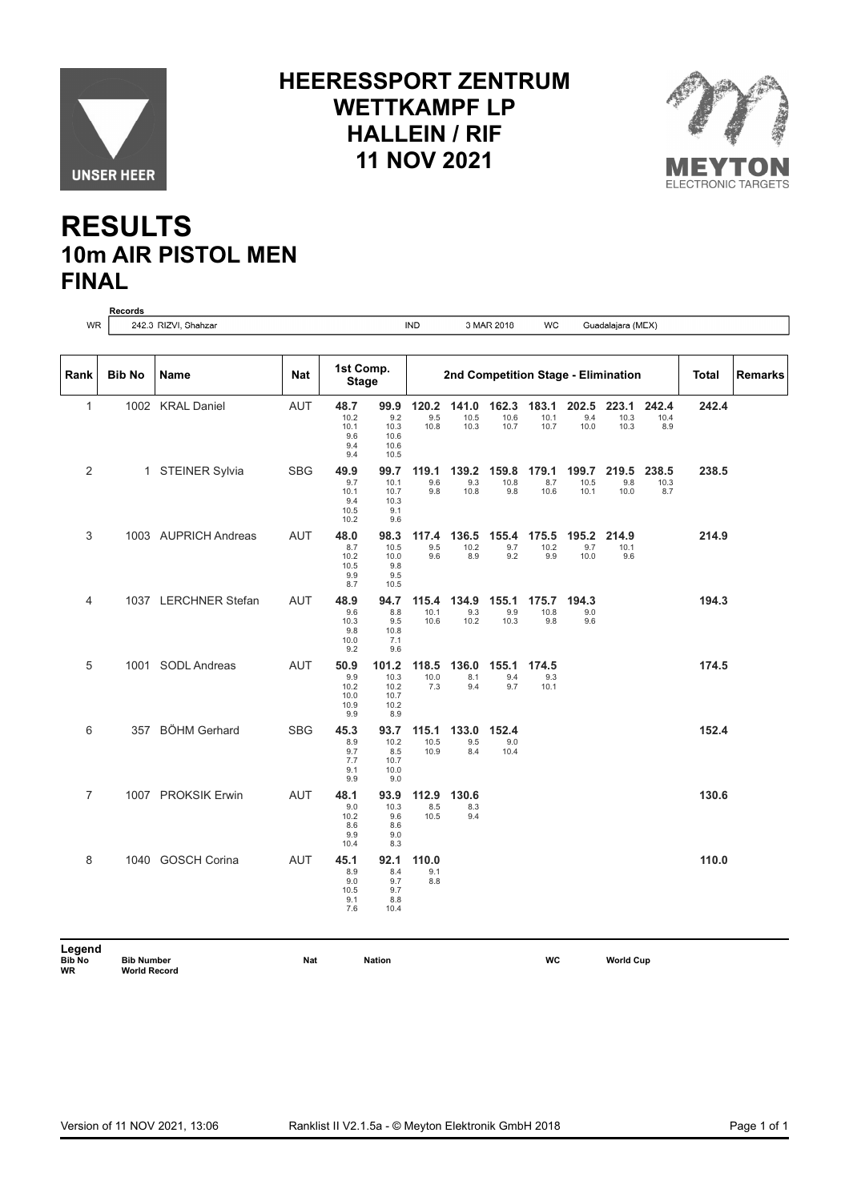# HEERESSPORT ZENTRUM
# WETTKAMPF LP
# HALLEIN / RIF
# 11 NOV 2021

# RESULTS
## 10m AIR PISTOL MEN
## FINAL

**Records**

| | | | | | |
|---|---|---|---|---|---|
| WR | 242.3 RIZVI, Shahzar | IND | 3 MAR 2018 | WC | Guadalajara (MEX) |

| Rank | Bib No | Name | Nat | 1st Comp. Stage | | 2nd Competition Stage - Elimination | | | | | | | | | Total | Remarks |
|---|---|---|---|---|---|---|---|---|---|---|---|---|---|---|---|---|
| 1 | 1002 | KRAL Daniel | AUT | 48.7<br>10.2<br>10.1<br>9.6<br>9.4<br>9.4 | 99.9<br>9.2<br>10.3<br>10.6<br>10.6<br>10.5 | 120.2<br>9.5<br>10.8 | 141.0<br>10.5<br>10.3 | 162.3<br>10.6<br>10.7 | 183.1<br>10.1<br>10.7 | 202.5<br>9.4<br>10.0 | 223.1<br>10.3<br>10.3 | 242.4<br>10.4<br>8.9 | 242.4 | |
| 2 | 1 | STEINER Sylvia | SBG | 49.9<br>9.7<br>10.1<br>9.4<br>10.5<br>10.2 | 99.7<br>10.1<br>10.7<br>10.3<br>9.1<br>9.6 | 119.1<br>9.6<br>9.8 | 139.2<br>9.3<br>10.8 | 159.8<br>10.8<br>9.8 | 179.1<br>8.7<br>10.6 | 199.7<br>10.5<br>10.1 | 219.5<br>9.8<br>10.0 | 238.5<br>10.3<br>8.7 | 238.5 | |
| 3 | 1003 | AUPRICH Andreas | AUT | 48.0<br>8.7<br>10.2<br>10.5<br>9.9<br>8.7 | 98.3<br>10.5<br>10.0<br>9.8<br>9.5<br>10.5 | 117.4<br>9.5<br>9.6 | 136.5<br>10.2<br>8.9 | 155.4<br>9.7<br>9.2 | 175.5<br>10.2<br>9.9 | 195.2<br>9.7<br>10.0 | 214.9<br>10.1<br>9.6 | | 214.9 | |
| 4 | 1037 | LERCHNER Stefan | AUT | 48.9<br>9.6<br>10.3<br>9.8<br>10.0<br>9.2 | 94.7<br>8.8<br>9.5<br>10.8<br>7.1<br>9.6 | 115.4<br>10.1<br>10.6 | 134.9<br>9.3<br>10.2 | 155.1<br>9.9<br>10.3 | 175.7<br>10.8<br>9.8 | 194.3<br>9.0<br>9.6 | | | 194.3 | |
| 5 | 1001 | SODL Andreas | AUT | 50.9<br>9.9<br>10.2<br>10.0<br>10.9<br>9.9 | 101.2<br>10.3<br>10.2<br>10.7<br>10.2<br>8.9 | 118.5<br>10.0<br>7.3 | 136.0<br>8.1<br>9.4 | 155.1<br>9.4<br>9.7 | 174.5<br>9.3<br>10.1 | | | | 174.5 | |
| 6 | 357 | BÖHM Gerhard | SBG | 45.3<br>8.9<br>9.7<br>7.7<br>9.1<br>9.9 | 93.7<br>10.2<br>8.5<br>10.7<br>10.0<br>9.0 | 115.1<br>10.5<br>10.9 | 133.0<br>9.5<br>8.4 | 152.4<br>9.0<br>10.4 | | | | | 152.4 | |
| 7 | 1007 | PROKSIK Erwin | AUT | 48.1<br>9.0<br>10.2<br>8.6<br>9.9<br>10.4 | 93.9<br>10.3<br>9.6<br>8.6<br>9.0<br>8.3 | 112.9<br>8.5<br>10.5 | 130.6<br>8.3<br>9.4 | | | | | | 130.6 | |
| 8 | 1040 | GOSCH Corina | AUT | 45.1<br>8.9<br>9.0<br>10.5<br>9.1<br>7.6 | 92.1<br>8.4<br>9.7<br>9.7<br>8.8<br>10.4 | 110.0<br>9.1<br>8.8 | | | | | | | 110.0 | |

**Legend**

| | | | | | |
|---|---|---|---|---|---|
| **Bib No** | **Bib Number** | **Nat** | **Nation** | **WC** | **World Cup** |
| **WR** | **World Record** | | | | |

Version of 11 NOV 2021, 13:06 — Ranklist II V2.1.5a - © Meyton Elektronik GmbH 2018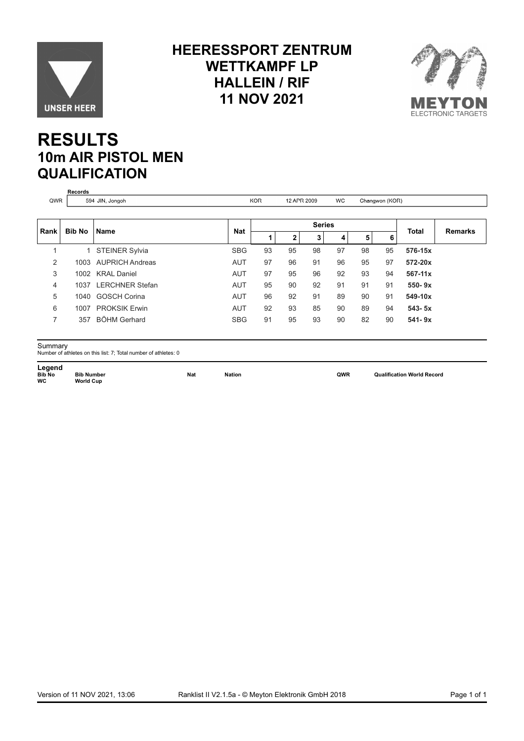# HEERESSPORT ZENTRUM
# WETTKAMPF LP
# HALLEIN / RIF
# 11 NOV 2021

# RESULTS
## 10m AIR PISTOL MEN
## QUALIFICATION

**Records**

| | | | | | |
|---|---|---|---|---|---|
| QWR | 594 JIN, Jongoh | KOR | 12 APR 2009 | WC | Changwon (KOR) |

| Rank | Bib No | Name | Nat | Series | | | | | | Total | Remarks |
|---|---|---|---|---|---|---|---|---|---|---|---|
| | | | | 1 | 2 | 3 | 4 | 5 | 6 | | |
| 1 | 1 | STEINER Sylvia | SBG | 93 | 95 | 98 | 97 | 98 | 95 | **576-15x** | |
| 2 | 1003 | AUPRICH Andreas | AUT | 97 | 96 | 91 | 96 | 95 | 97 | **572-20x** | |
| 3 | 1002 | KRAL Daniel | AUT | 97 | 95 | 96 | 92 | 93 | 94 | **567-11x** | |
| 4 | 1037 | LERCHNER Stefan | AUT | 95 | 90 | 92 | 91 | 91 | 91 | **550- 9x** | |
| 5 | 1040 | GOSCH Corina | AUT | 96 | 92 | 91 | 89 | 90 | 91 | **549-10x** | |
| 6 | 1007 | PROKSIK Erwin | AUT | 92 | 93 | 85 | 90 | 89 | 94 | **543- 5x** | |
| 7 | 357 | BÖHM Gerhard | SBG | 91 | 95 | 93 | 90 | 82 | 90 | **541- 9x** | |

Summary
Number of athletes on this list: 7; Total number of athletes: 0

**Legend**

| | | | | | |
|---|---|---|---|---|---|
| **Bib No** | **Bib Number** | **Nat** | **Nation** | **QWR** | **Qualification World Record** |
| **WC** | **World Cup** | | | | |

Version of 11 NOV 2021, 13:06 Ranklist II V2.1.5a - © Meyton Elektronik GmbH 2018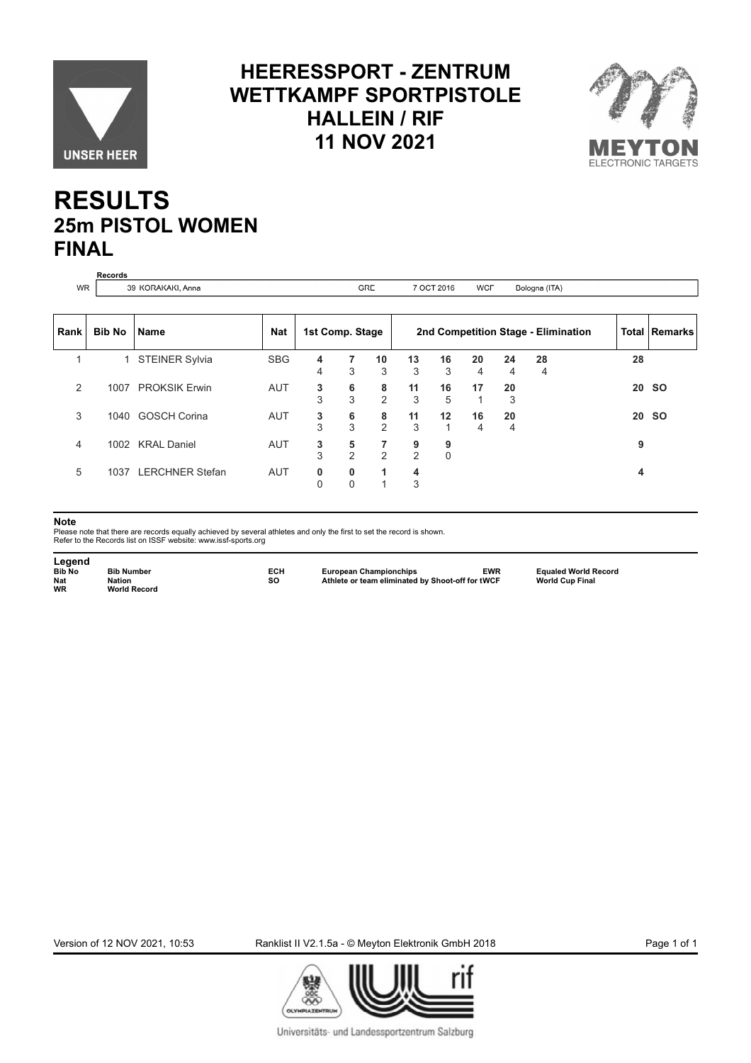# HEERESSPORT - ZENTRUM WETTKAMPF SPORTPISTOLE HALLEIN / RIF 11 NOV 2021

# RESULTS
## 25m PISTOL WOMEN
## FINAL

| | Records | | | | |
|---|---|---|---|---|---|
| WR | 39 KORAKAKI, Anna | GRE | 7 OCT 2016 | WCF | Bologna (ITA) |

| Rank | Bib No | Name | Nat | 1st Comp. Stage | | | 2nd Competition Stage - Elimination | | | | | Total | Remarks |
|---|---|---|---|---|---|---|---|---|---|---|---|---|---|
| 1 | 1 | STEINER Sylvia | SBG | **4** 4 | **7** 3 | **10** 3 | **13** 3 | **16** 3 | **20** 4 | **24** 4 | **28** 4 | **28** | |
| 2 | 1007 | PROKSIK Erwin | AUT | **3** 3 | **6** 3 | **8** 2 | **11** 3 | **16** 5 | **17** 1 | **20** 3 | | **20** | **SO** |
| 3 | 1040 | GOSCH Corina | AUT | **3** 3 | **6** 3 | **8** 2 | **11** 3 | **12** 1 | **16** 4 | **20** 4 | | **20** | **SO** |
| 4 | 1002 | KRAL Daniel | AUT | **3** 3 | **5** 2 | **7** 2 | **9** 2 | **9** 0 | | | | **9** | |
| 5 | 1037 | LERCHNER Stefan | AUT | **0** 0 | **0** 0 | **1** 1 | **4** 3 | | | | | **4** | |

**Note**
Please note that there are records equally achieved by several athletes and only the first to set the record is shown.
Refer to the Records list on ISSF website: www.issf-sports.org

**Legend**

| | | | | | |
|---|---|---|---|---|---|
| **Bib No** | **Bib Number** | **ECH** | **European Championchips** | **EWR** | **Equaled World Record** |
| **Nat** | **Nation** | **SO** | **Athlete or team eliminated by Shoot-off for tWCF** | | **World Cup Final** |
| **WR** | **World Record** | | | | |

Version of 12 NOV 2021, 10:53 Ranklist II V2.1.5a - © Meyton Elektronik GmbH 2018

Universitäts- und Landessportzentrum Salzburg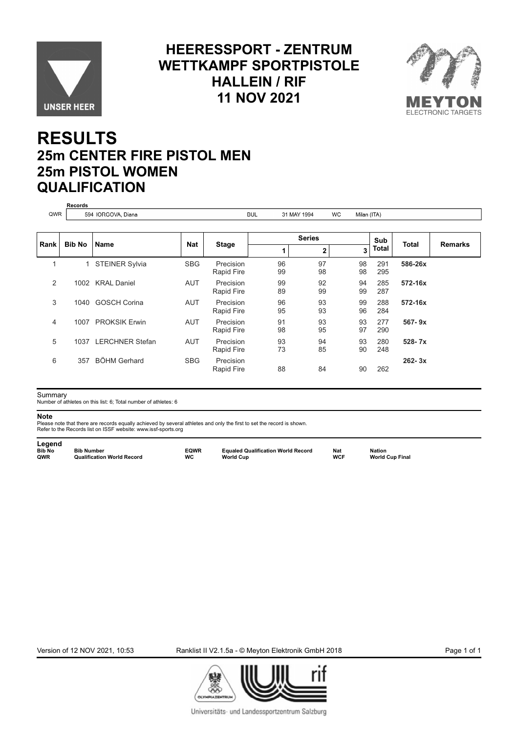# HEERESSPORT - ZENTRUM
# WETTKAMPF SPORTPISTOLE
# HALLEIN / RIF
# 11 NOV 2021

# RESULTS
## 25m CENTER FIRE PISTOL MEN
## 25m PISTOL WOMEN
## QUALIFICATION

**Records**

| | | | | | |
|---|---|---|---|---|---|
| QWR | 594 IORGOVA, Diana | BUL | 31 MAY 1994 | WC | Milan (ITA) |

| Rank | Bib No | Name | Nat | Stage | Series 1 | Series 2 | Series 3 | Sub Total | Total | Remarks |
|---|---|---|---|---|---|---|---|---|---|---|
| 1 | 1 | STEINER Sylvia | SBG | Precision | 96 | 97 | 98 | 291 | **586-26x** | |
| | | | | Rapid Fire | 99 | 98 | 98 | 295 | | |
| 2 | 1002 | KRAL Daniel | AUT | Precision | 99 | 92 | 94 | 285 | **572-16x** | |
| | | | | Rapid Fire | 89 | 99 | 99 | 287 | | |
| 3 | 1040 | GOSCH Corina | AUT | Precision | 96 | 93 | 99 | 288 | **572-16x** | |
| | | | | Rapid Fire | 95 | 93 | 96 | 284 | | |
| 4 | 1007 | PROKSIK Erwin | AUT | Precision | 91 | 93 | 93 | 277 | **567- 9x** | |
| | | | | Rapid Fire | 98 | 95 | 97 | 290 | | |
| 5 | 1037 | LERCHNER Stefan | AUT | Precision | 93 | 94 | 93 | 280 | **528- 7x** | |
| | | | | Rapid Fire | 73 | 85 | 90 | 248 | | |
| 6 | 357 | BÖHM Gerhard | SBG | Precision | | | | | **262- 3x** | |
| | | | | Rapid Fire | 88 | 84 | 90 | 262 | | |

**Summary**

Number of athletes on this list: 6; Total number of athletes: 6

**Note**

Please note that there are records equally achieved by several athletes and only the first to set the record is shown.
Refer to the Records list on ISSF website: www.issf-sports.org

**Legend**

| | | | | | |
|---|---|---|---|---|---|
| **Bib No** | **Bib Number** | **EQWR** | **Equaled Qualification World Record** | **Nat** | **Nation** |
| **QWR** | **Qualification World Record** | **WC** | **World Cup** | **WCF** | **World Cup Final** |

Version of 12 NOV 2021, 10:53 Ranklist II V2.1.5a - © Meyton Elektronik GmbH 2018

Universitäts- und Landessportzentrum Salzburg